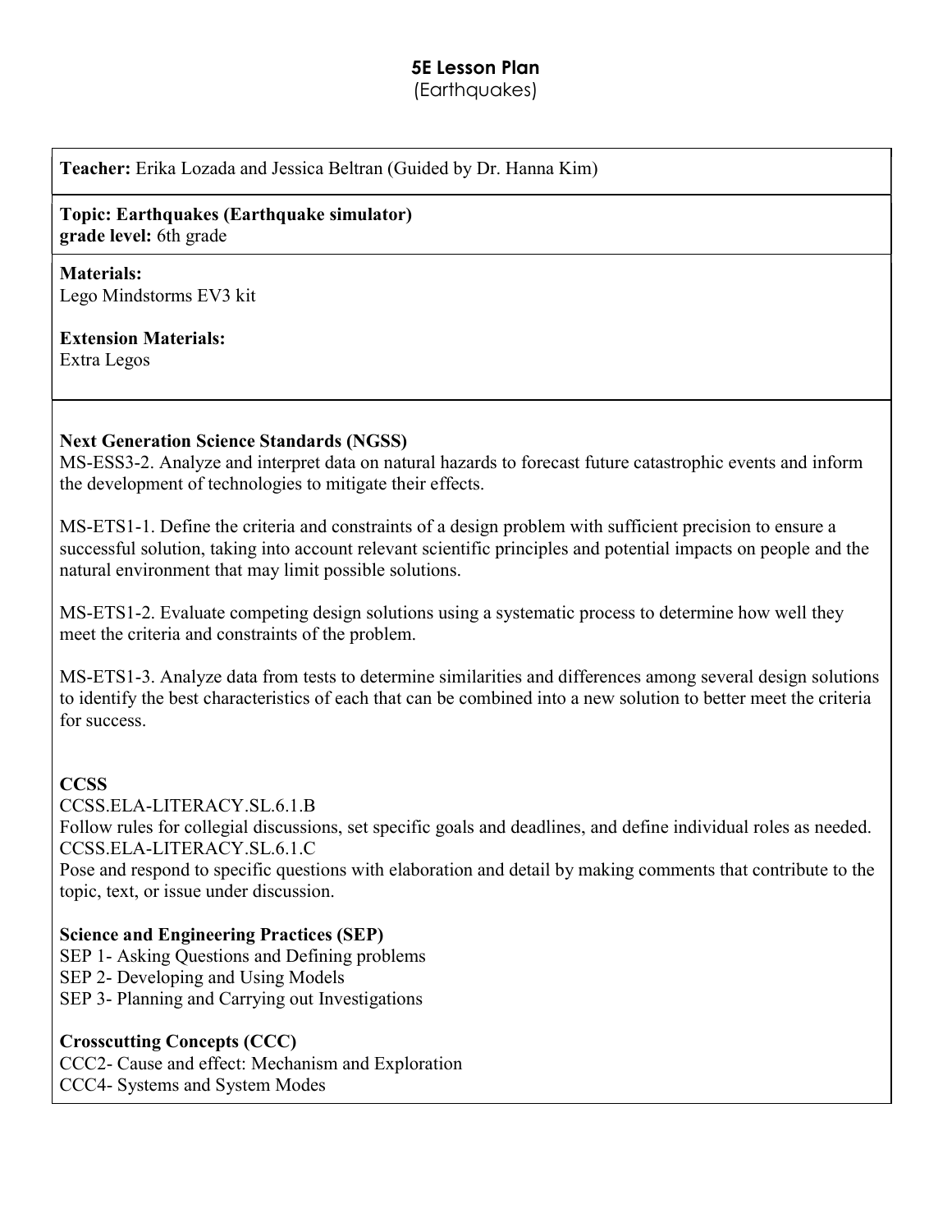# 5E Lesson Plan
(Earthquakes)

**Teacher:** Erika Lozada and Jessica Beltran (Guided by Dr. Hanna Kim)

**Topic: Earthquakes (Earthquake simulator)**
**grade level:** 6th grade

**Materials:**
Lego Mindstorms EV3 kit

**Extension Materials:**
Extra Legos

**Next Generation Science Standards (NGSS)**
MS-ESS3-2. Analyze and interpret data on natural hazards to forecast future catastrophic events and inform the development of technologies to mitigate their effects.

MS-ETS1-1. Define the criteria and constraints of a design problem with sufficient precision to ensure a successful solution, taking into account relevant scientific principles and potential impacts on people and the natural environment that may limit possible solutions.

MS-ETS1-2. Evaluate competing design solutions using a systematic process to determine how well they meet the criteria and constraints of the problem.

MS-ETS1-3. Analyze data from tests to determine similarities and differences among several design solutions to identify the best characteristics of each that can be combined into a new solution to better meet the criteria for success.

**CCSS**
CCSS.ELA-LITERACY.SL.6.1.B
Follow rules for collegial discussions, set specific goals and deadlines, and define individual roles as needed.
CCSS.ELA-LITERACY.SL.6.1.C
Pose and respond to specific questions with elaboration and detail by making comments that contribute to the topic, text, or issue under discussion.

**Science and Engineering Practices (SEP)**
SEP 1- Asking Questions and Defining problems
SEP 2- Developing and Using Models
SEP 3- Planning and Carrying out Investigations

**Crosscutting Concepts (CCC)**
CCC2- Cause and effect: Mechanism and Exploration
CCC4- Systems and System Modes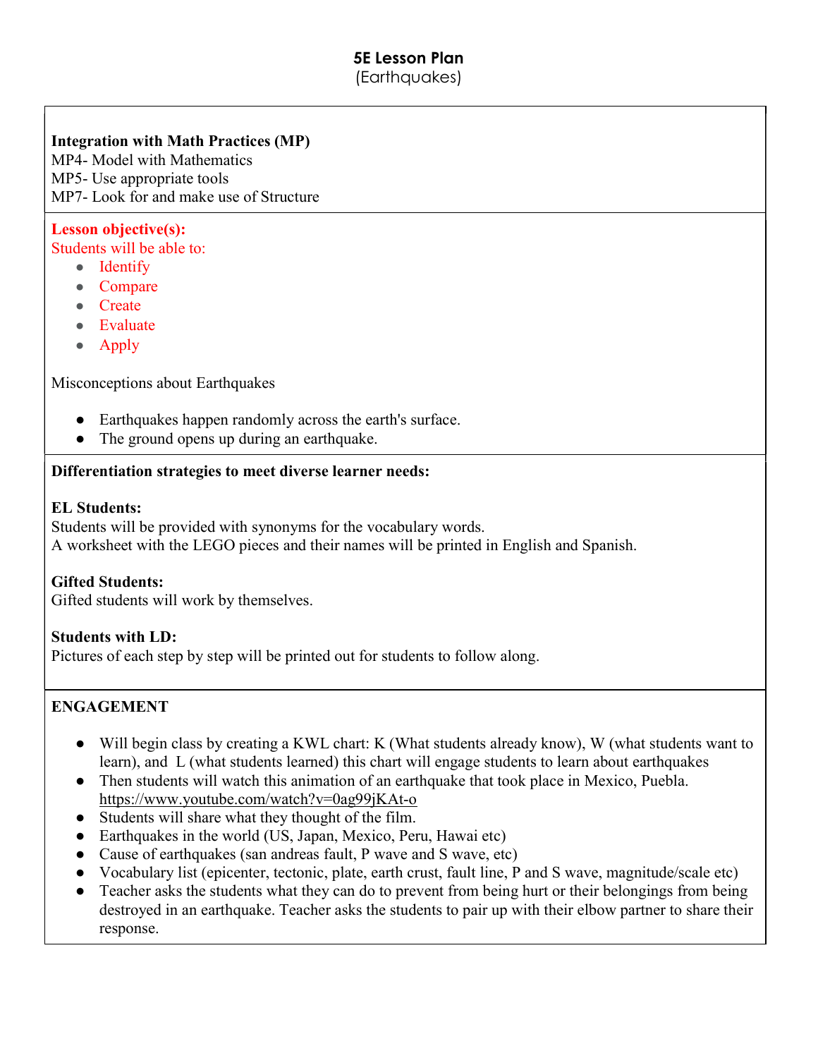**5E Lesson Plan**
(Earthquakes)

**Integration with Math Practices (MP)**
MP4- Model with Mathematics
MP5- Use appropriate tools
MP7- Look for and make use of Structure

**Lesson objective(s):**
Students will be able to:

- Identify
- Compare
- Create
- Evaluate
- Apply

Misconceptions about Earthquakes

- Earthquakes happen randomly across the earth's surface.
- The ground opens up during an earthquake.

**Differentiation strategies to meet diverse learner needs:**

**EL Students:**
Students will be provided with synonyms for the vocabulary words.
A worksheet with the LEGO pieces and their names will be printed in English and Spanish.

**Gifted Students:**
Gifted students will work by themselves.

**Students with LD:**
Pictures of each step by step will be printed out for students to follow along.

**ENGAGEMENT**

- Will begin class by creating a KWL chart: K (What students already know), W (what students want to learn), and L (what students learned) this chart will engage students to learn about earthquakes
- Then students will watch this animation of an earthquake that took place in Mexico, Puebla. https://www.youtube.com/watch?v=0ag99jKAt-o
- Students will share what they thought of the film.
- Earthquakes in the world (US, Japan, Mexico, Peru, Hawai etc)
- Cause of earthquakes (san andreas fault, P wave and S wave, etc)
- Vocabulary list (epicenter, tectonic, plate, earth crust, fault line, P and S wave, magnitude/scale etc)
- Teacher asks the students what they can do to prevent from being hurt or their belongings from being destroyed in an earthquake. Teacher asks the students to pair up with their elbow partner to share their response.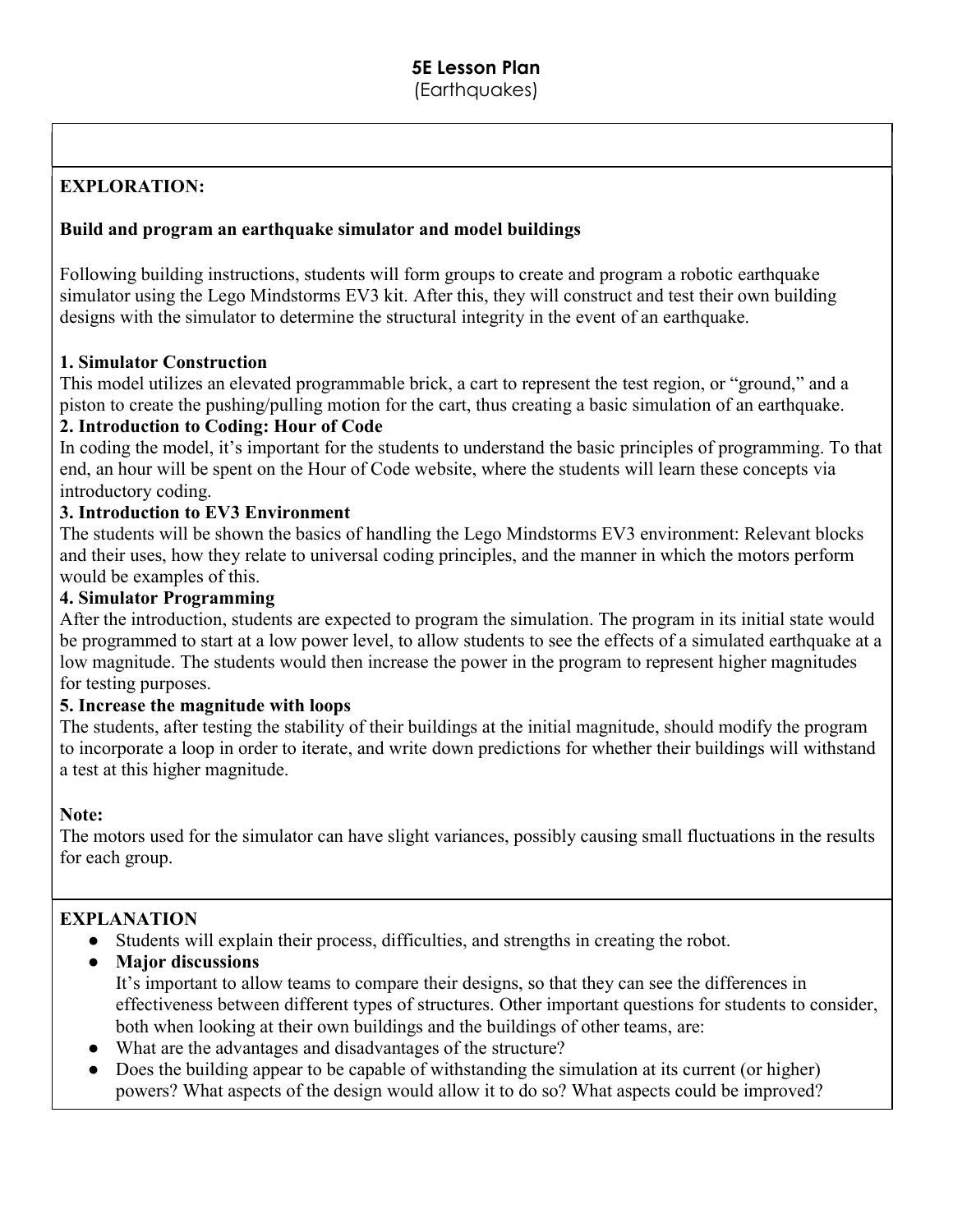# 5E Lesson Plan

(Earthquakes)

## EXPLORATION:

### Build and program an earthquake simulator and model buildings

Following building instructions, students will form groups to create and program a robotic earthquake simulator using the Lego Mindstorms EV3 kit. After this, they will construct and test their own building designs with the simulator to determine the structural integrity in the event of an earthquake.

**1. Simulator Construction**

This model utilizes an elevated programmable brick, a cart to represent the test region, or "ground," and a piston to create the pushing/pulling motion for the cart, thus creating a basic simulation of an earthquake.

**2. Introduction to Coding: Hour of Code**

In coding the model, it's important for the students to understand the basic principles of programming. To that end, an hour will be spent on the Hour of Code website, where the students will learn these concepts via introductory coding.

**3. Introduction to EV3 Environment**

The students will be shown the basics of handling the Lego Mindstorms EV3 environment: Relevant blocks and their uses, how they relate to universal coding principles, and the manner in which the motors perform would be examples of this.

**4. Simulator Programming**

After the introduction, students are expected to program the simulation. The program in its initial state would be programmed to start at a low power level, to allow students to see the effects of a simulated earthquake at a low magnitude. The students would then increase the power in the program to represent higher magnitudes for testing purposes.

**5. Increase the magnitude with loops**

The students, after testing the stability of their buildings at the initial magnitude, should modify the program to incorporate a loop in order to iterate, and write down predictions for whether their buildings will withstand a test at this higher magnitude.

**Note:**

The motors used for the simulator can have slight variances, possibly causing small fluctuations in the results for each group.

## EXPLANATION

- Students will explain their process, difficulties, and strengths in creating the robot.
- **Major discussions**

  It's important to allow teams to compare their designs, so that they can see the differences in effectiveness between different types of structures. Other important questions for students to consider, both when looking at their own buildings and the buildings of other teams, are:
- What are the advantages and disadvantages of the structure?
- Does the building appear to be capable of withstanding the simulation at its current (or higher) powers? What aspects of the design would allow it to do so? What aspects could be improved?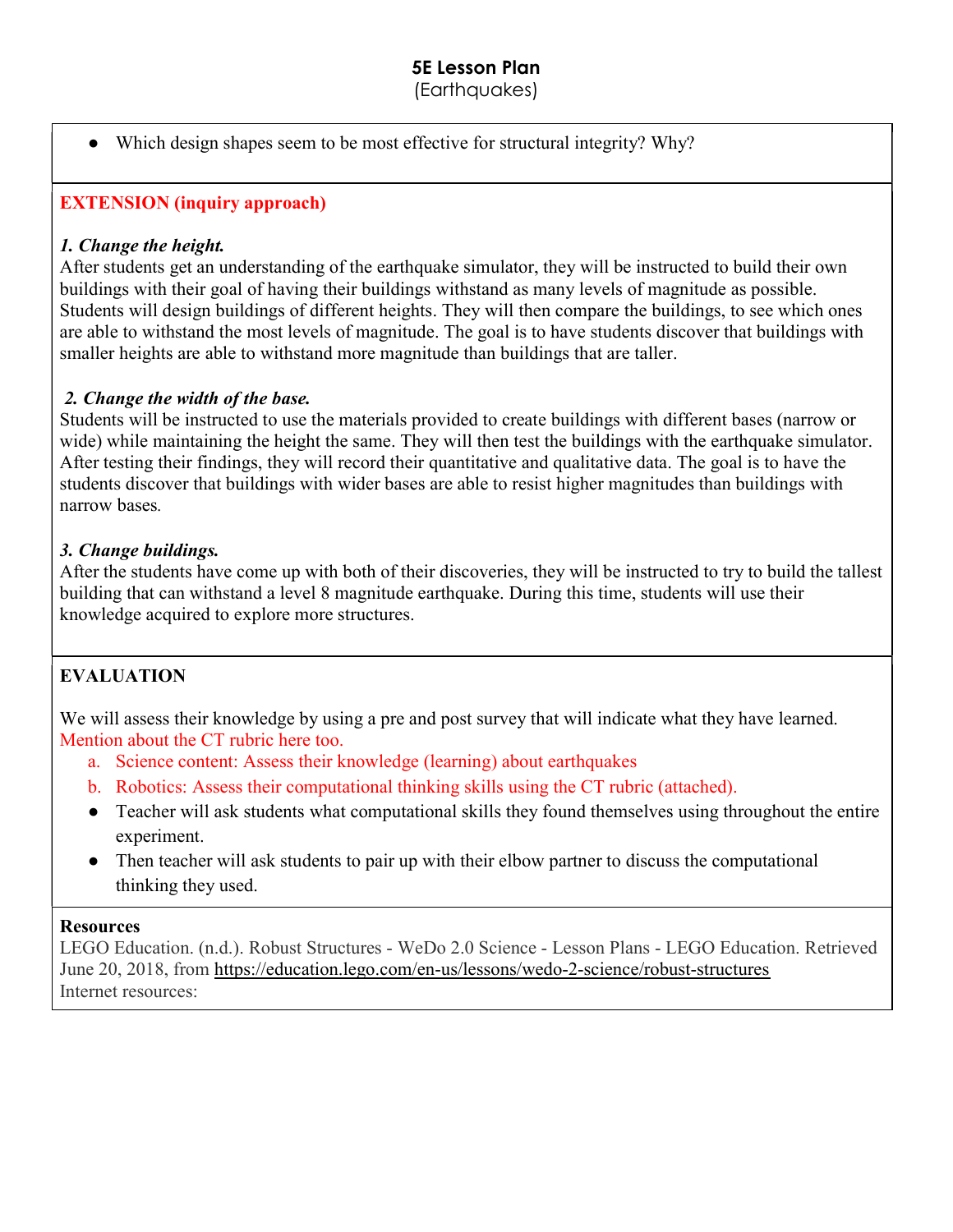- Which design shapes seem to be most effective for structural integrity? Why?

**EXTENSION (inquiry approach)**

***1. Change the height.***

After students get an understanding of the earthquake simulator, they will be instructed to build their own buildings with their goal of having their buildings withstand as many levels of magnitude as possible. Students will design buildings of different heights. They will then compare the buildings, to see which ones are able to withstand the most levels of magnitude. The goal is to have students discover that buildings with smaller heights are able to withstand more magnitude than buildings that are taller.

***2. Change the width of the base.***

Students will be instructed to use the materials provided to create buildings with different bases (narrow or wide) while maintaining the height the same. They will then test the buildings with the earthquake simulator. After testing their findings, they will record their quantitative and qualitative data. The goal is to have the students discover that buildings with wider bases are able to resist higher magnitudes than buildings with narrow bases.

***3. Change buildings.***

After the students have come up with both of their discoveries, they will be instructed to try to build the tallest building that can withstand a level 8 magnitude earthquake. During this time, students will use their knowledge acquired to explore more structures.

**EVALUATION**

We will assess their knowledge by using a pre and post survey that will indicate what they have learned. Mention about the CT rubric here too.

a. Science content: Assess their knowledge (learning) about earthquakes
b. Robotics: Assess their computational thinking skills using the CT rubric (attached).

- Teacher will ask students what computational skills they found themselves using throughout the entire experiment.
- Then teacher will ask students to pair up with their elbow partner to discuss the computational thinking they used.

**Resources**

LEGO Education. (n.d.). Robust Structures - WeDo 2.0 Science - Lesson Plans - LEGO Education. Retrieved June 20, 2018, from https://education.lego.com/en-us/lessons/wedo-2-science/robust-structures

Internet resources: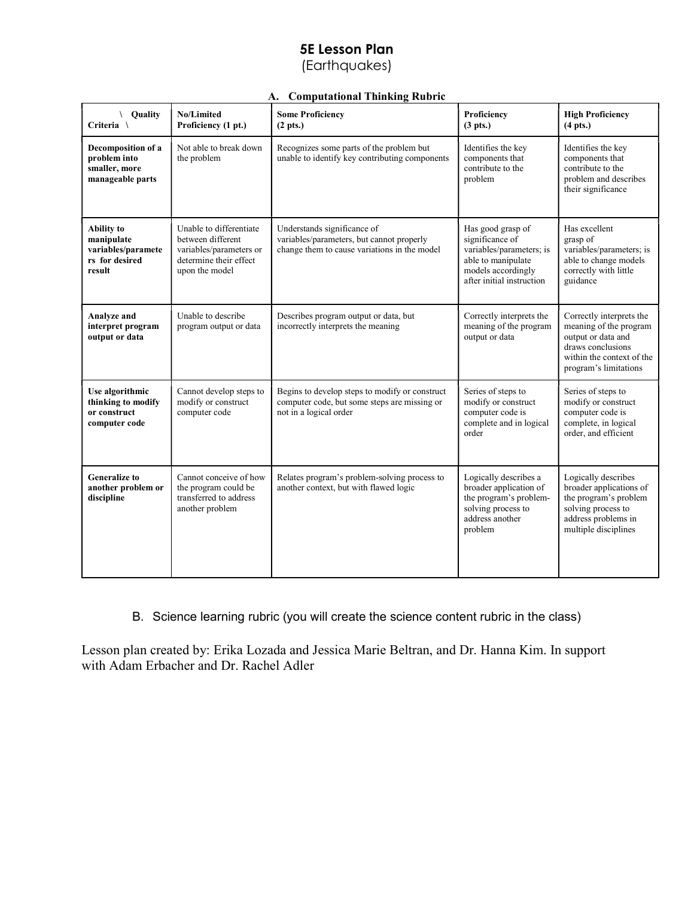# 5E Lesson Plan
(Earthquakes)

## A. Computational Thinking Rubric

| \ Quality Criteria \ | No/Limited Proficiency (1 pt.) | Some Proficiency (2 pts.) | Proficiency (3 pts.) | High Proficiency (4 pts.) |
|---|---|---|---|---|
| **Decomposition of a problem into smaller, more manageable parts** | Not able to break down the problem | Recognizes some parts of the problem but unable to identify key contributing components | Identifies the key components that contribute to the problem | Identifies the key components that contribute to the problem and describes their significance |
| **Ability to manipulate variables/parameters for desired result** | Unable to differentiate between different variables/parameters or determine their effect upon the model | Understands significance of variables/parameters, but cannot properly change them to cause variations in the model | Has good grasp of significance of variables/parameters; is able to manipulate models accordingly after initial instruction | Has excellent grasp of variables/parameters; is able to change models correctly with little guidance |
| **Analyze and interpret program output or data** | Unable to describe program output or data | Describes program output or data, but incorrectly interprets the meaning | Correctly interprets the meaning of the program output or data | Correctly interprets the meaning of the program output or data and draws conclusions within the context of the program's limitations |
| **Use algorithmic thinking to modify or construct computer code** | Cannot develop steps to modify or construct computer code | Begins to develop steps to modify or construct computer code, but some steps are missing or not in a logical order | Series of steps to modify or construct computer code is complete and in logical order | Series of steps to modify or construct computer code is complete, in logical order, and efficient |
| **Generalize to another problem or discipline** | Cannot conceive of how the program could be transferred to address another problem | Relates program's problem-solving process to another context, but with flawed logic | Logically describes a broader application of the program's problem-solving process to address another problem | Logically describes broader applications of the program's problem solving process to address problems in multiple disciplines |

B. Science learning rubric (you will create the science content rubric in the class)

Lesson plan created by: Erika Lozada and Jessica Marie Beltran, and Dr. Hanna Kim. In support with Adam Erbacher and Dr. Rachel Adler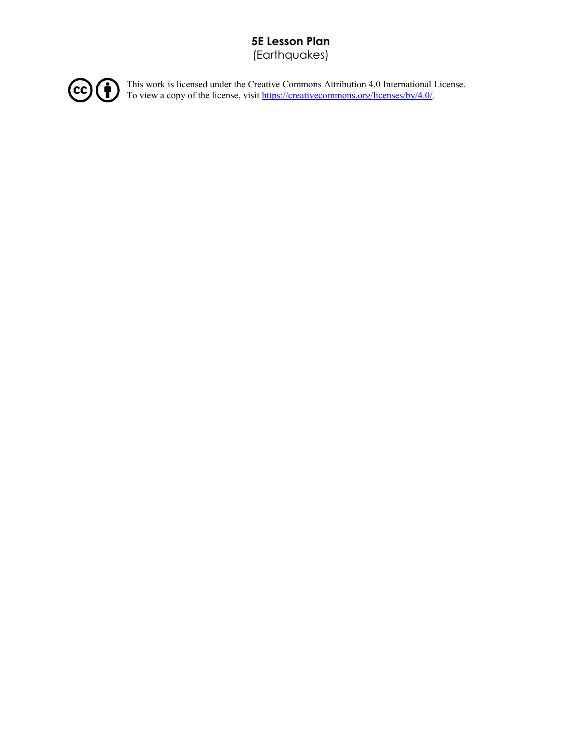**5E Lesson Plan**
(Earthquakes)

This work is licensed under the Creative Commons Attribution 4.0 International License. To view a copy of the license, visit https://creativecommons.org/licenses/by/4.0/.